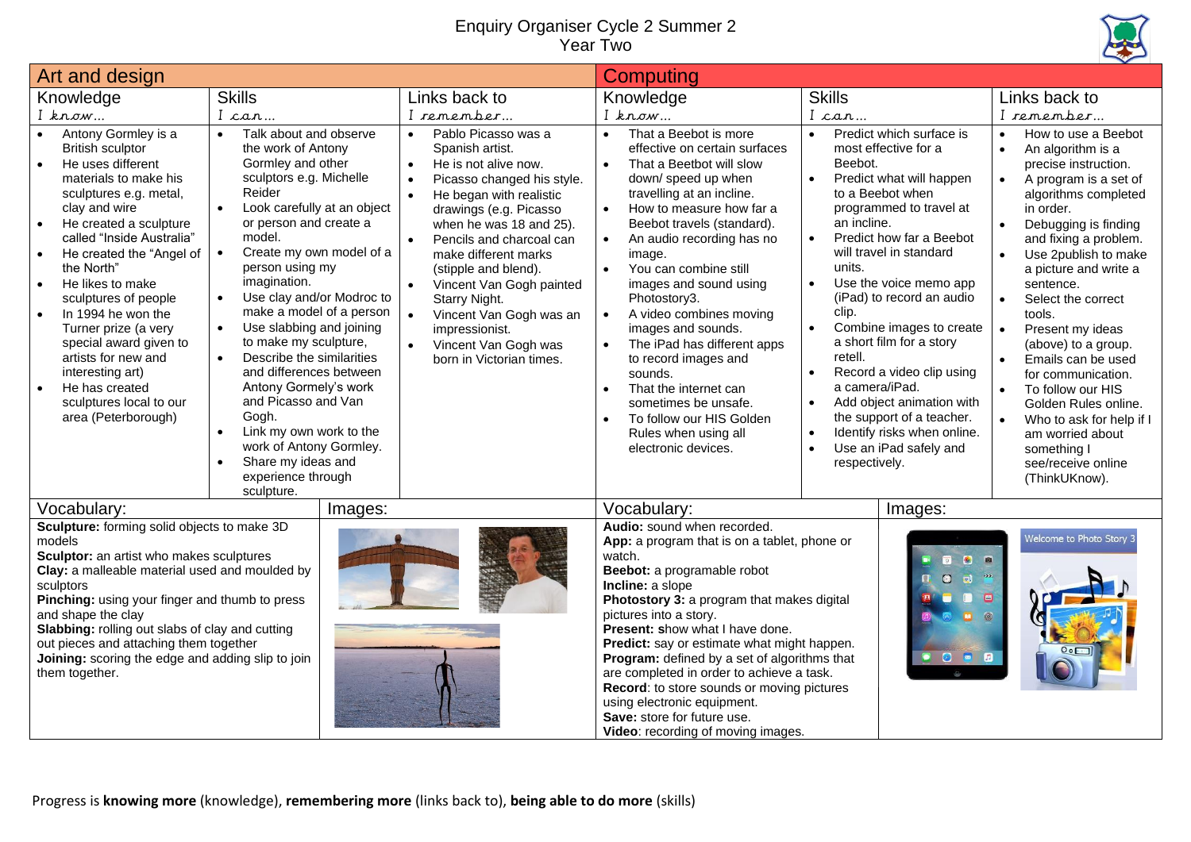# Enquiry Organiser Cycle 2 Summer 2
## Year Two

## Art and design

| Knowledge<br>*I know…* | Skills<br>*I can…* | Links back to<br>*I remember…* |
|---|---|---|
| • Antony Gormley is a British sculptor<br>• He uses different materials to make his sculptures e.g. metal, clay and wire<br>• He created a sculpture called "Inside Australia"<br>• He created the "Angel of the North"<br>• He likes to make sculptures of people<br>• In 1994 he won the Turner prize (a very special award given to artists for new and interesting art)<br>• He has created sculptures local to our area (Peterborough) | • Talk about and observe the work of Antony Gormley and other sculptors e.g. Michelle Reider<br>• Look carefully at an object or person and create a model.<br>• Create my own model of a person using my imagination.<br>• Use clay and/or Modroc to make a model of a person<br>• Use slabbing and joining to make my sculpture,<br>• Describe the similarities and differences between Antony Gormely's work and Picasso and Van Gogh.<br>• Link my own work to the work of Antony Gormley.<br>• Share my ideas and experience through sculpture. | • Pablo Picasso was a Spanish artist.<br>• He is not alive now.<br>• Picasso changed his style.<br>• He began with realistic drawings (e.g. Picasso when he was 18 and 25).<br>• Pencils and charcoal can make different marks (stipple and blend).<br>• Vincent Van Gogh painted Starry Night.<br>• Vincent Van Gogh was an impressionist.<br>• Vincent Van Gogh was born in Victorian times. |

**Vocabulary:**

**Sculpture:** forming solid objects to make 3D models
**Sculptor:** an artist who makes sculptures
**Clay:** a malleable material used and moulded by sculptors
**Pinching:** using your finger and thumb to press and shape the clay
**Slabbing:** rolling out slabs of clay and cutting out pieces and attaching them together
**Joining:** scoring the edge and adding slip to join them together

**Images:**

## Computing

| Knowledge<br>*I know…* | Skills<br>*I can…* | Links back to<br>*I remember…* |
|---|---|---|
| • That a Beebot is more effective on certain surfaces<br>• That a Beetbot will slow down/ speed up when travelling at an incline.<br>• How to measure how far a Beebot travels (standard).<br>• An audio recording has no image.<br>• You can combine still images and sound using Photostory3.<br>• A video combines moving images and sounds.<br>• The iPad has different apps to record images and sounds.<br>• That the internet can sometimes be unsafe.<br>• To follow our HIS Golden Rules when using all electronic devices. | • Predict which surface is most effective for a Beebot.<br>• Predict what will happen to a Beebot when programmed to travel at an incline.<br>• Predict how far a Beebot will travel in standard units.<br>• Use the voice memo app (iPad) to record an audio clip.<br>• Combine images to create a short film for a story retell.<br>• Record a video clip using a camera/iPad.<br>• Add object animation with the support of a teacher.<br>• Identify risks when online.<br>• Use an iPad safely and respectively. | • How to use a Beebot<br>• An algorithm is a precise instruction.<br>• A program is a set of algorithms completed in order.<br>• Debugging is finding and fixing a problem.<br>• Use 2publish to make a picture and write a sentence.<br>• Select the correct tools.<br>• Present my ideas (above) to a group.<br>• Emails can be used for communication.<br>• To follow our HIS Golden Rules online.<br>• Who to ask for help if I am worried about something I see/receive online (ThinkUKnow). |

**Vocabulary:**

**Audio:** sound when recorded.
**App:** a program that is on a tablet, phone or watch.
**Beebot:** a programable robot
**Incline:** a slope
**Photostory 3:** a program that makes digital pictures into a story.
**Present:** show what I have done.
**Predict:** say or estimate what might happen.
**Program:** defined by a set of algorithms that are completed in order to achieve a task.
**Record**: to store sounds or moving pictures using electronic equipment.
**Save:** store for future use.
**Video**: recording of moving images.

**Images:**

Progress is **knowing more** (knowledge), **remembering more** (links back to), **being able to do more** (skills)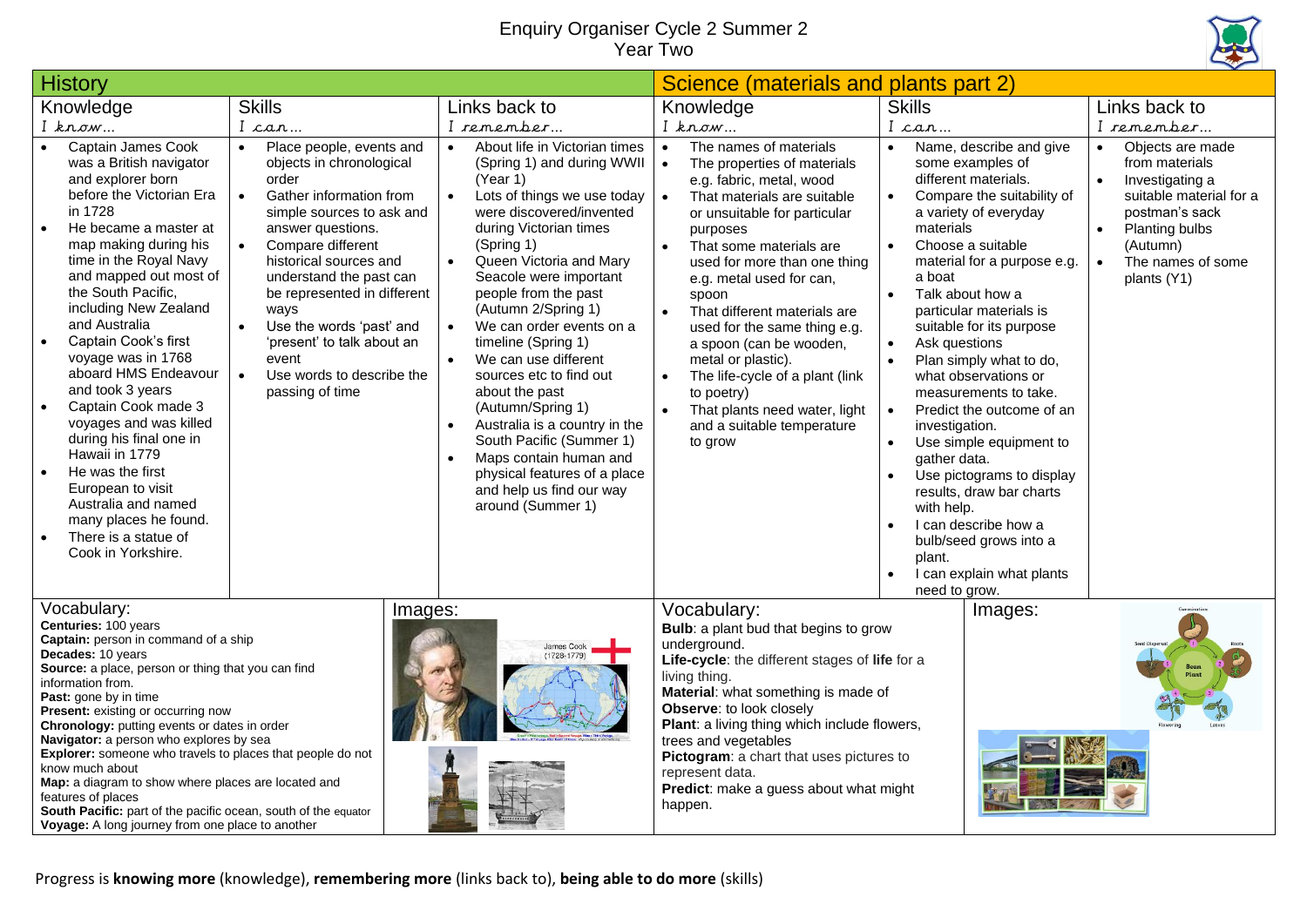# Enquiry Organiser Cycle 2 Summer 2
## Year Two

## History

| Knowledge<br>*I know…* | Skills<br>*I can…* | Links back to<br>*I remember…* |
|---|---|---|
| • Captain James Cook was a British navigator and explorer born before the Victorian Era in 1728<br>• He became a master at map making during his time in the Royal Navy and mapped out most of the South Pacific, including New Zealand and Australia<br>• Captain Cook's first voyage was in 1768 aboard HMS Endeavour and took 3 years<br>• Captain Cook made 3 voyages and was killed during his final one in Hawaii in 1779<br>• He was the first European to visit Australia and named many places he found.<br>• There is a statue of Cook in Yorkshire. | • Place people, events and objects in chronological order<br>• Gather information from simple sources to ask and answer questions.<br>• Compare different historical sources and understand the past can be represented in different ways<br>• Use the words 'past' and 'present' to talk about an event<br>• Use words to describe the passing of time | • About life in Victorian times (Spring 1) and during WWII (Year 1)<br>• Lots of things we use today were discovered/invented during Victorian times (Spring 1)<br>• Queen Victoria and Mary Seacole were important people from the past (Autumn 2/Spring 1)<br>• We can order events on a timeline (Spring 1)<br>• We can use different sources etc to find out about the past (Autumn/Spring 1)<br>• Australia is a country in the South Pacific (Summer 1)<br>• Maps contain human and physical features of a place and help us find our way around (Summer 1) |

### Vocabulary:

**Centuries:** 100 years
**Captain:** person in command of a ship
**Decades:** 10 years
**Source:** a place, person or thing that you can find information from.
**Past:** gone by in time
**Present:** existing or occurring now
**Chronology:** putting events or dates in order
**Navigator:** a person who explores by sea
**Explorer:** someone who travels to places that people do not know much about
**Map:** a diagram to show where places are located and features of places
**South Pacific:** part of the pacific ocean, south of the equator
**Voyage:** A long journey from one place to another

### Images:

James Cook (1728-1779)

## Science (materials and plants part 2)

| Knowledge<br>*I know…* | Skills<br>*I can…* | Links back to<br>*I remember…* |
|---|---|---|
| • The names of materials<br>• The properties of materials e.g. fabric, metal, wood<br>• That materials are suitable or unsuitable for particular purposes<br>• That some materials are used for more than one thing e.g. metal used for can, spoon<br>• That different materials are used for the same thing e.g. a spoon (can be wooden, metal or plastic).<br>• The life-cycle of a plant (link to poetry)<br>• That plants need water, light and a suitable temperature to grow | • Name, describe and give some examples of different materials.<br>• Compare the suitability of a variety of everyday materials<br>• Choose a suitable material for a purpose e.g. a boat<br>• Talk about how a particular materials is suitable for its purpose<br>• Ask questions<br>• Plan simply what to do, what observations or measurements to take.<br>• Predict the outcome of an investigation.<br>• Use simple equipment to gather data.<br>• Use pictograms to display results, draw bar charts with help.<br>• I can describe how a bulb/seed grows into a plant.<br>• I can explain what plants need to grow. | • Objects are made from materials<br>• Investigating a suitable material for a postman's sack<br>• Planting bulbs (Autumn)<br>• The names of some plants (Y1) |

### Vocabulary:

**Bulb**: a plant bud that begins to grow underground.
**Life-cycle**: the different stages of **life** for a living thing.
**Material**: what something is made of
**Observe**: to look closely
**Plant**: a living thing which include flowers, trees and vegetables
**Pictogram**: a chart that uses pictures to represent data.
**Predict**: make a guess about what might happen.

### Images:

Germination
Seed Dispersal
Roots
Bean Plant
Flowering
Leaves

Progress is **knowing more** (knowledge), **remembering more** (links back to), **being able to do more** (skills)